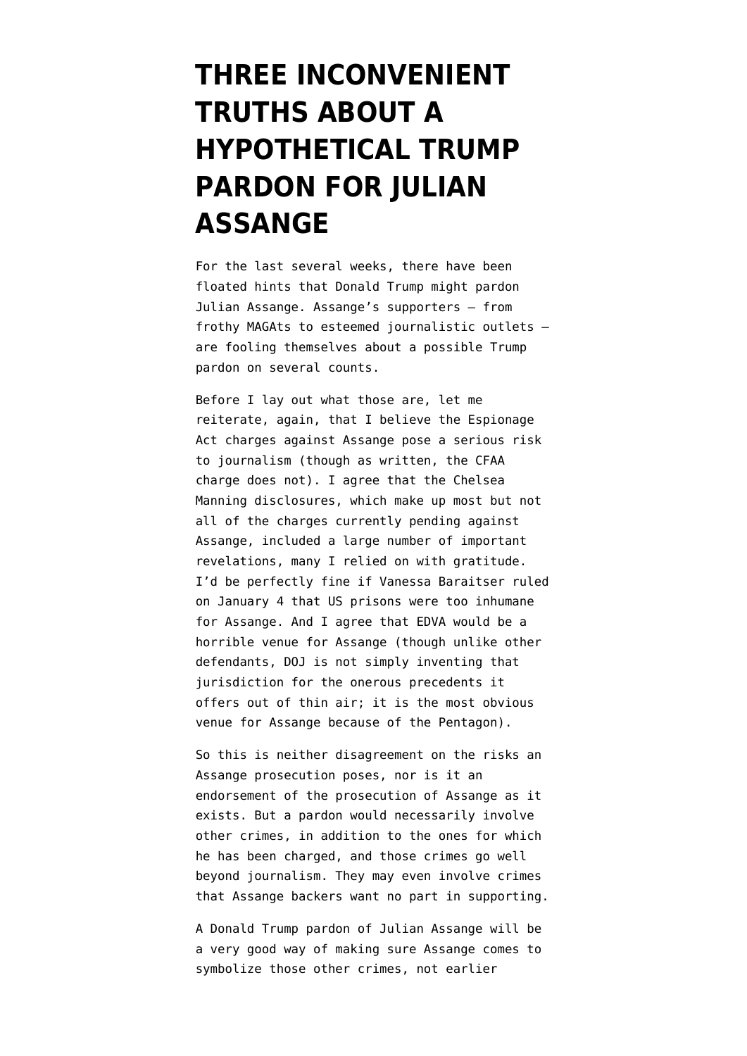# THREE INCONVENIENT TRUTHS ABOUT A HYPOTHETICAL TRUMP PARDON FOR JULIAN ASSANGE

For the last several weeks, there have been floated hints that Donald Trump might pardon Julian Assange. Assange's supporters — from frothy MAGAts to esteemed journalistic outlets — are fooling themselves about a possible Trump pardon on several counts.

Before I lay out what those are, let me reiterate, again, that I believe the Espionage Act charges against Assange pose a serious risk to journalism (though as written, the CFAA charge does not). I agree that the Chelsea Manning disclosures, which make up most but not all of the charges currently pending against Assange, included a large number of important revelations, many I relied on with gratitude. I'd be perfectly fine if Vanessa Baraitser ruled on January 4 that US prisons were too inhumane for Assange. And I agree that EDVA would be a horrible venue for Assange (though unlike other defendants, DOJ is not simply inventing that jurisdiction for the onerous precedents it offers out of thin air; it is the most obvious venue for Assange because of the Pentagon).

So this is neither disagreement on the risks an Assange prosecution poses, nor is it an endorsement of the prosecution of Assange as it exists. But a pardon would necessarily involve other crimes, in addition to the ones for which he has been charged, and those crimes go well beyond journalism. They may even involve crimes that Assange backers want no part in supporting.

A Donald Trump pardon of Julian Assange will be a very good way of making sure Assange comes to symbolize those other crimes, not earlier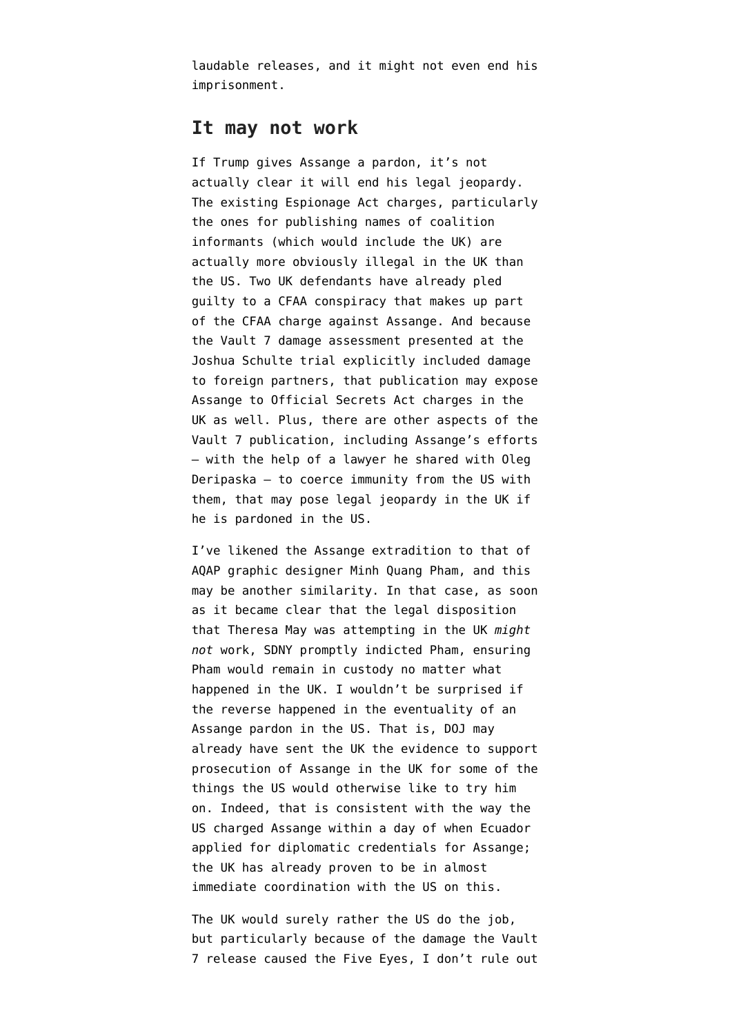laudable releases, and it might not even end his imprisonment.

## It may not work

If Trump gives Assange a pardon, it's not actually clear it will end his legal jeopardy. The existing Espionage Act charges, particularly the ones for publishing names of coalition informants (which would include the UK) are actually more obviously illegal in the UK than the US. Two UK defendants have already pled guilty to a CFAA conspiracy that makes up part of the CFAA charge against Assange. And because the Vault 7 damage assessment presented at the Joshua Schulte trial explicitly included damage to foreign partners, that publication may expose Assange to Official Secrets Act charges in the UK as well. Plus, there are other aspects of the Vault 7 publication, including Assange's efforts — with the help of a lawyer he shared with Oleg Deripaska — to coerce immunity from the US with them, that may pose legal jeopardy in the UK if he is pardoned in the US.

I've likened the Assange extradition to that of AQAP graphic designer Minh Quang Pham, and this may be another similarity. In that case, as soon as it became clear that the legal disposition that Theresa May was attempting in the UK *might not* work, SDNY promptly indicted Pham, ensuring Pham would remain in custody no matter what happened in the UK. I wouldn't be surprised if the reverse happened in the eventuality of an Assange pardon in the US. That is, DOJ may already have sent the UK the evidence to support prosecution of Assange in the UK for some of the things the US would otherwise like to try him on. Indeed, that is consistent with the way the US charged Assange within a day of when Ecuador applied for diplomatic credentials for Assange; the UK has already proven to be in almost immediate coordination with the US on this.

The UK would surely rather the US do the job, but particularly because of the damage the Vault 7 release caused the Five Eyes, I don't rule out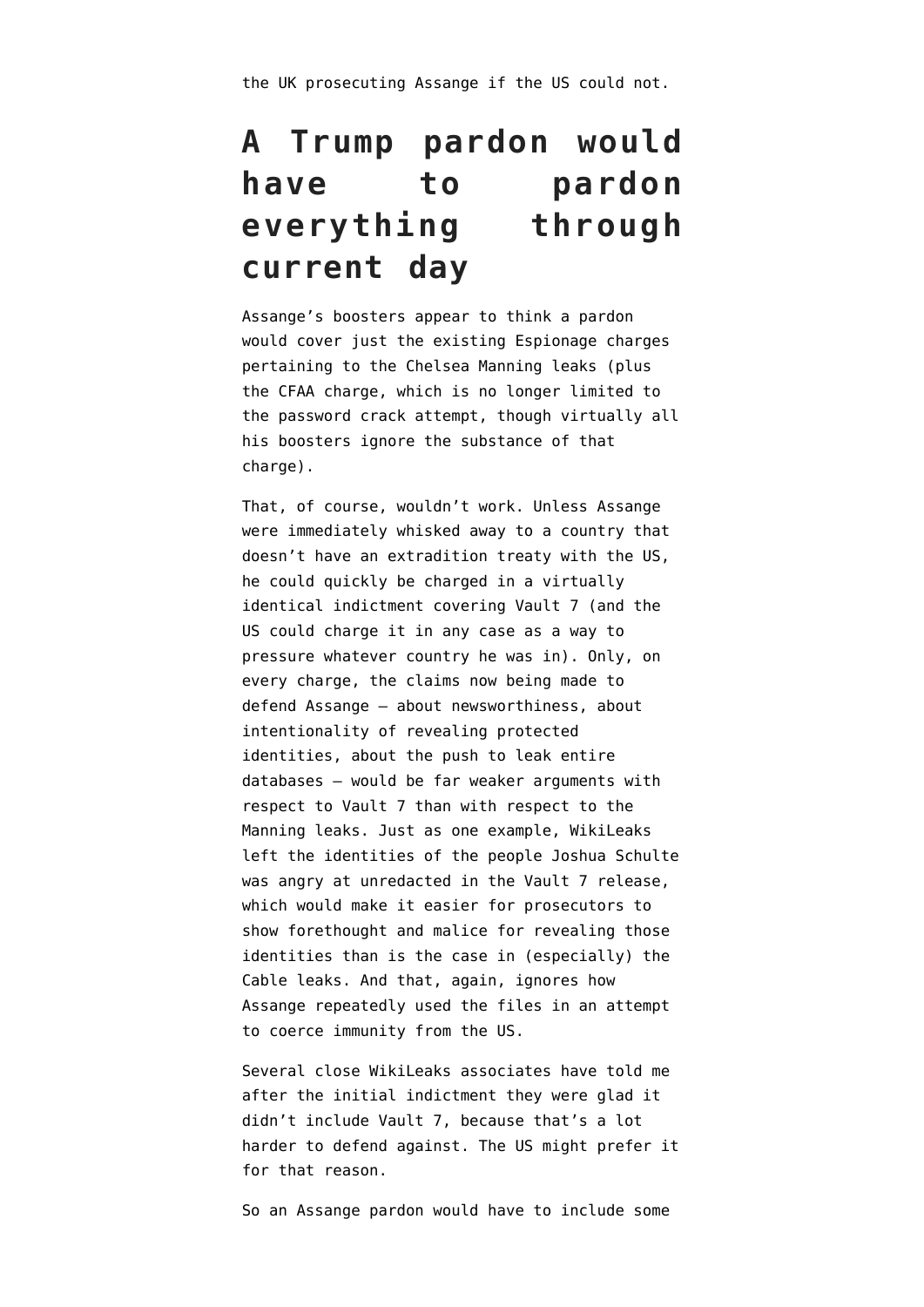the UK prosecuting Assange if the US could not.

## A Trump pardon would have to pardon everything through current day

Assange's boosters appear to think a pardon would cover just the existing Espionage charges pertaining to the Chelsea Manning leaks (plus the CFAA charge, which is no longer limited to the password crack attempt, though virtually all his boosters ignore the substance of that charge).

That, of course, wouldn't work. Unless Assange were immediately whisked away to a country that doesn't have an extradition treaty with the US, he could quickly be charged in a virtually identical indictment covering Vault 7 (and the US could charge it in any case as a way to pressure whatever country he was in). Only, on every charge, the claims now being made to defend Assange — about newsworthiness, about intentionality of revealing protected identities, about the push to leak entire databases — would be far weaker arguments with respect to Vault 7 than with respect to the Manning leaks. Just as one example, WikiLeaks left the identities of the people Joshua Schulte was angry at unredacted in the Vault 7 release, which would make it easier for prosecutors to show forethought and malice for revealing those identities than is the case in (especially) the Cable leaks. And that, again, ignores how Assange repeatedly used the files in an attempt to coerce immunity from the US.

Several close WikiLeaks associates have told me after the initial indictment they were glad it didn't include Vault 7, because that's a lot harder to defend against. The US might prefer it for that reason.

So an Assange pardon would have to include some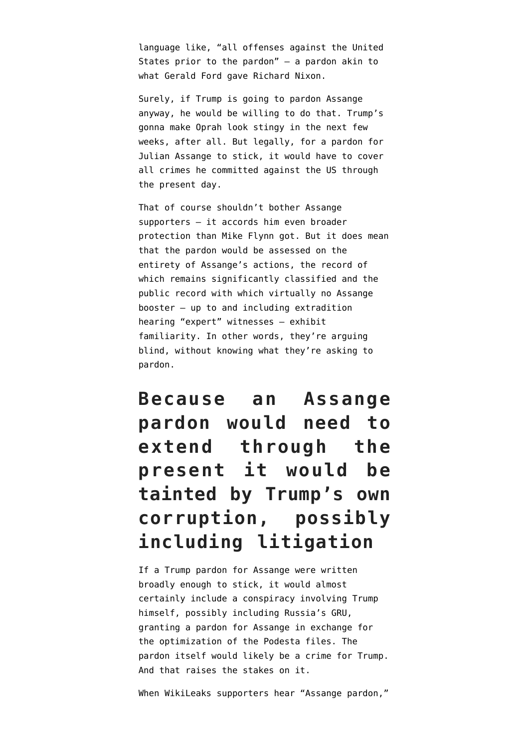language like, "all offenses against the United States prior to the pardon" — a pardon akin to what Gerald Ford gave Richard Nixon.

Surely, if Trump is going to pardon Assange anyway, he would be willing to do that. Trump's gonna make Oprah look stingy in the next few weeks, after all. But legally, for a pardon for Julian Assange to stick, it would have to cover all crimes he committed against the US through the present day.

That of course shouldn't bother Assange supporters — it accords him even broader protection than Mike Flynn got. But it does mean that the pardon would be assessed on the entirety of Assange's actions, the record of which remains significantly classified and the public record with which virtually no Assange booster — up to and including extradition hearing "expert" witnesses — exhibit familiarity. In other words, they're arguing blind, without knowing what they're asking to pardon.

## Because an Assange pardon would need to extend through the present it would be tainted by Trump's own corruption, possibly including litigation

If a Trump pardon for Assange were written broadly enough to stick, it would almost certainly include a conspiracy involving Trump himself, possibly including Russia's GRU, granting a pardon for Assange in exchange for the optimization of the Podesta files. The pardon itself would likely be a crime for Trump. And that raises the stakes on it.

When WikiLeaks supporters hear "Assange pardon,"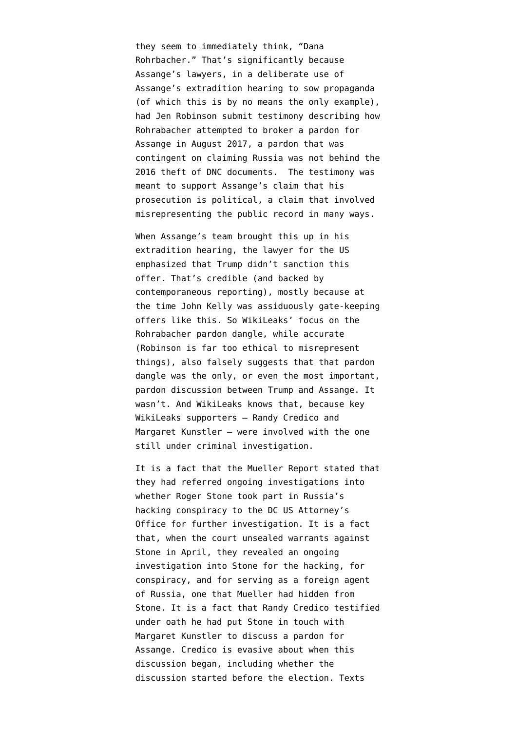they seem to immediately think, "Dana Rohrbacher." That's significantly because Assange's lawyers, in a deliberate use of Assange's extradition hearing to sow propaganda (of which this is by no means the only example), had Jen Robinson submit testimony describing how Rohrabacher attempted to broker a pardon for Assange in August 2017, a pardon that was contingent on claiming Russia was not behind the 2016 theft of DNC documents. The testimony was meant to support Assange's claim that his prosecution is political, a claim that involved misrepresenting the public record in many ways.

When Assange's team brought this up in his extradition hearing, the lawyer for the US emphasized that Trump didn't sanction this offer. That's credible (and backed by contemporaneous reporting), mostly because at the time John Kelly was assiduously gate-keeping offers like this. So WikiLeaks' focus on the Rohrabacher pardon dangle, while accurate (Robinson is far too ethical to misrepresent things), also falsely suggests that that pardon dangle was the only, or even the most important, pardon discussion between Trump and Assange. It wasn't. And WikiLeaks knows that, because key WikiLeaks supporters — Randy Credico and Margaret Kunstler — were involved with the one still under criminal investigation.

It is a fact that the Mueller Report stated that they had referred ongoing investigations into whether Roger Stone took part in Russia's hacking conspiracy to the DC US Attorney's Office for further investigation. It is a fact that, when the court unsealed warrants against Stone in April, they revealed an ongoing investigation into Stone for the hacking, for conspiracy, and for serving as a foreign agent of Russia, one that Mueller had hidden from Stone. It is a fact that Randy Credico testified under oath he had put Stone in touch with Margaret Kunstler to discuss a pardon for Assange. Credico is evasive about when this discussion began, including whether the discussion started before the election. Texts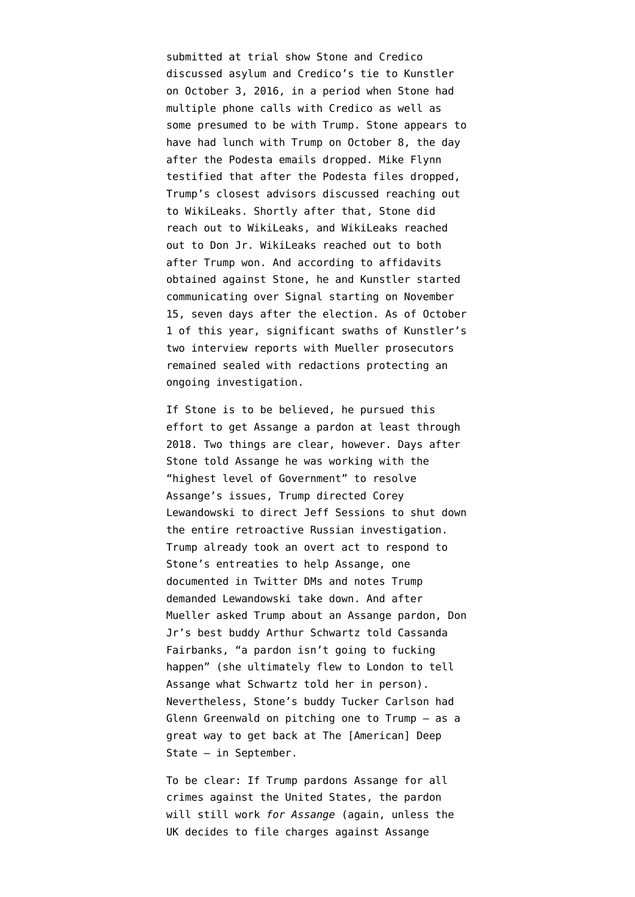submitted at trial show Stone and Credico discussed asylum and Credico's tie to Kunstler on October 3, 2016, in a period when Stone had multiple phone calls with Credico as well as some presumed to be with Trump. Stone appears to have had lunch with Trump on October 8, the day after the Podesta emails dropped. Mike Flynn testified that after the Podesta files dropped, Trump's closest advisors discussed reaching out to WikiLeaks. Shortly after that, Stone did reach out to WikiLeaks, and WikiLeaks reached out to Don Jr. WikiLeaks reached out to both after Trump won. And according to affidavits obtained against Stone, he and Kunstler started communicating over Signal starting on November 15, seven days after the election. As of October 1 of this year, significant swaths of Kunstler's two interview reports with Mueller prosecutors remained sealed with redactions protecting an ongoing investigation.

If Stone is to be believed, he pursued this effort to get Assange a pardon at least through 2018. Two things are clear, however. Days after Stone told Assange he was working with the "highest level of Government" to resolve Assange's issues, Trump directed Corey Lewandowski to direct Jeff Sessions to shut down the entire retroactive Russian investigation. Trump already took an overt act to respond to Stone's entreaties to help Assange, one documented in Twitter DMs and notes Trump demanded Lewandowski take down. And after Mueller asked Trump about an Assange pardon, Don Jr's best buddy Arthur Schwartz told Cassanda Fairbanks, "a pardon isn't going to fucking happen" (she ultimately flew to London to tell Assange what Schwartz told her in person). Nevertheless, Stone's buddy Tucker Carlson had Glenn Greenwald on pitching one to Trump — as a great way to get back at The [American] Deep State — in September.

To be clear: If Trump pardons Assange for all crimes against the United States, the pardon will still work *for Assange* (again, unless the UK decides to file charges against Assange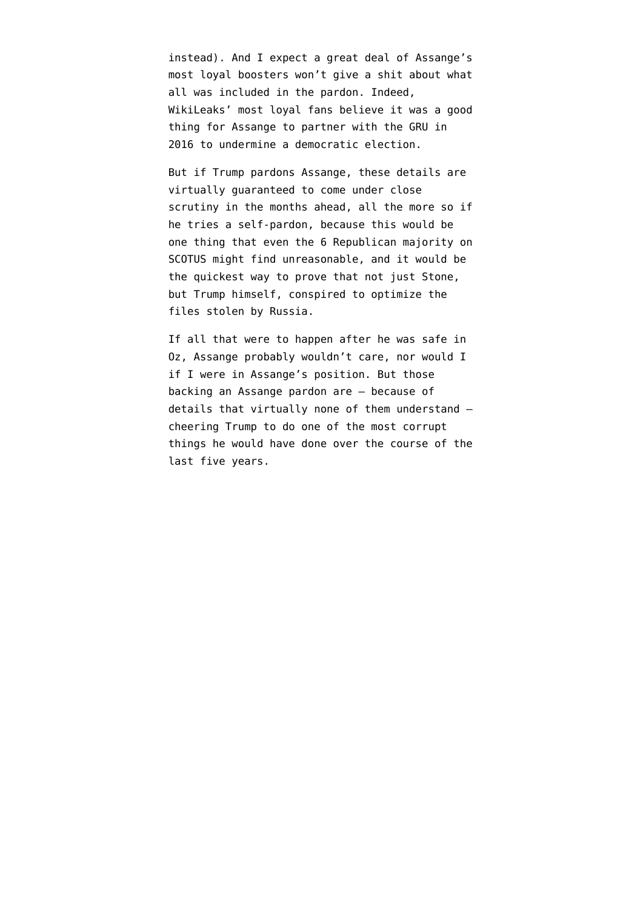instead). And I expect a great deal of Assange's most loyal boosters won't give a shit about what all was included in the pardon. Indeed, WikiLeaks' most loyal fans believe it was a good thing for Assange to partner with the GRU in 2016 to undermine a democratic election.

But if Trump pardons Assange, these details are virtually guaranteed to come under close scrutiny in the months ahead, all the more so if he tries a self-pardon, because this would be one thing that even the 6 Republican majority on SCOTUS might find unreasonable, and it would be the quickest way to prove that not just Stone, but Trump himself, conspired to optimize the files stolen by Russia.

If all that were to happen after he was safe in Oz, Assange probably wouldn't care, nor would I if I were in Assange's position. But those backing an Assange pardon are — because of details that virtually none of them understand — cheering Trump to do one of the most corrupt things he would have done over the course of the last five years.